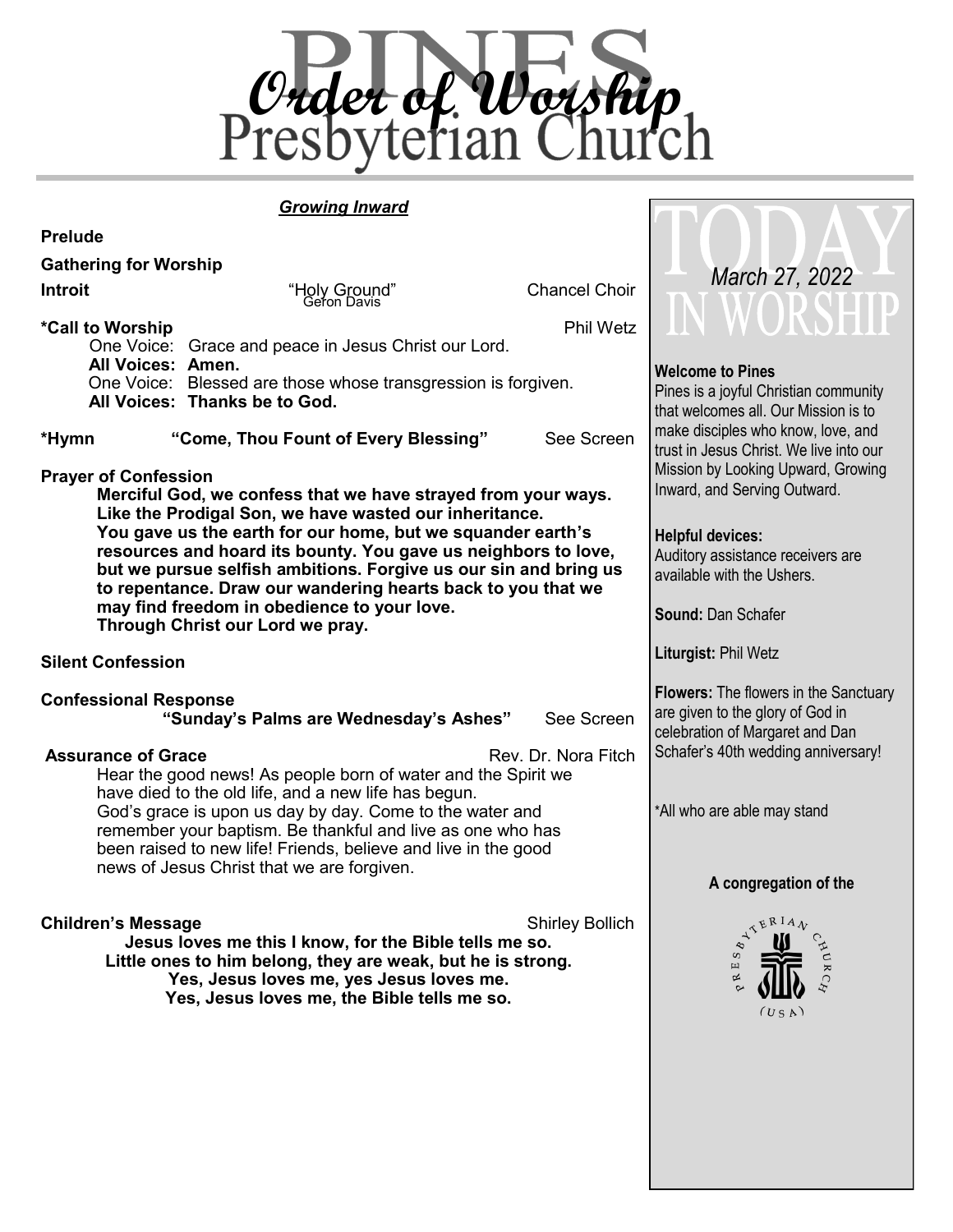# Order of Worship

## Pines Presbyterian Church

***Growing Inward***

**Prelude**

**Gathering for Worship**

**Introit** — "Holy Ground" (Geron Davis) — Chancel Choir

**\*Call to Worship** — Phil Wetz

One Voice: Grace and peace in Jesus Christ our Lord.
**All Voices: Amen.**
One Voice: Blessed are those whose transgression is forgiven.
**All Voices: Thanks be to God.**

**\*Hymn** — **"Come, Thou Fount of Every Blessing"** — See Screen

**Prayer of Confession**

**Merciful God, we confess that we have strayed from your ways. Like the Prodigal Son, we have wasted our inheritance. You gave us the earth for our home, but we squander earth's resources and hoard its bounty. You gave us neighbors to love, but we pursue selfish ambitions. Forgive us our sin and bring us to repentance. Draw our wandering hearts back to you that we may find freedom in obedience to your love. Through Christ our Lord we pray.**

**Silent Confession**

**Confessional Response**

**"Sunday's Palms are Wednesday's Ashes"** — See Screen

**Assurance of Grace** — Rev. Dr. Nora Fitch

Hear the good news! As people born of water and the Spirit we have died to the old life, and a new life has begun. God's grace is upon us day by day. Come to the water and remember your baptism. Be thankful and live as one who has been raised to new life! Friends, believe and live in the good news of Jesus Christ that we are forgiven.

**Children's Message** — Shirley Bollich

**Jesus loves me this I know, for the Bible tells me so.**
**Little ones to him belong, they are weak, but he is strong.**
**Yes, Jesus loves me, yes Jesus loves me.**
**Yes, Jesus loves me, the Bible tells me so.**

---

# TODAY IN WORSHIP

*March 27, 2022*

**Welcome to Pines**
Pines is a joyful Christian community that welcomes all. Our Mission is to make disciples who know, love, and trust in Jesus Christ. We live into our Mission by Looking Upward, Growing Inward, and Serving Outward.

**Helpful devices:**
Auditory assistance receivers are available with the Ushers.

**Sound:** Dan Schafer

**Liturgist:** Phil Wetz

**Flowers:** The flowers in the Sanctuary are given to the glory of God in celebration of Margaret and Dan Schafer's 40th wedding anniversary!

\*All who are able may stand

**A congregation of the**

Presbyterian Church (USA)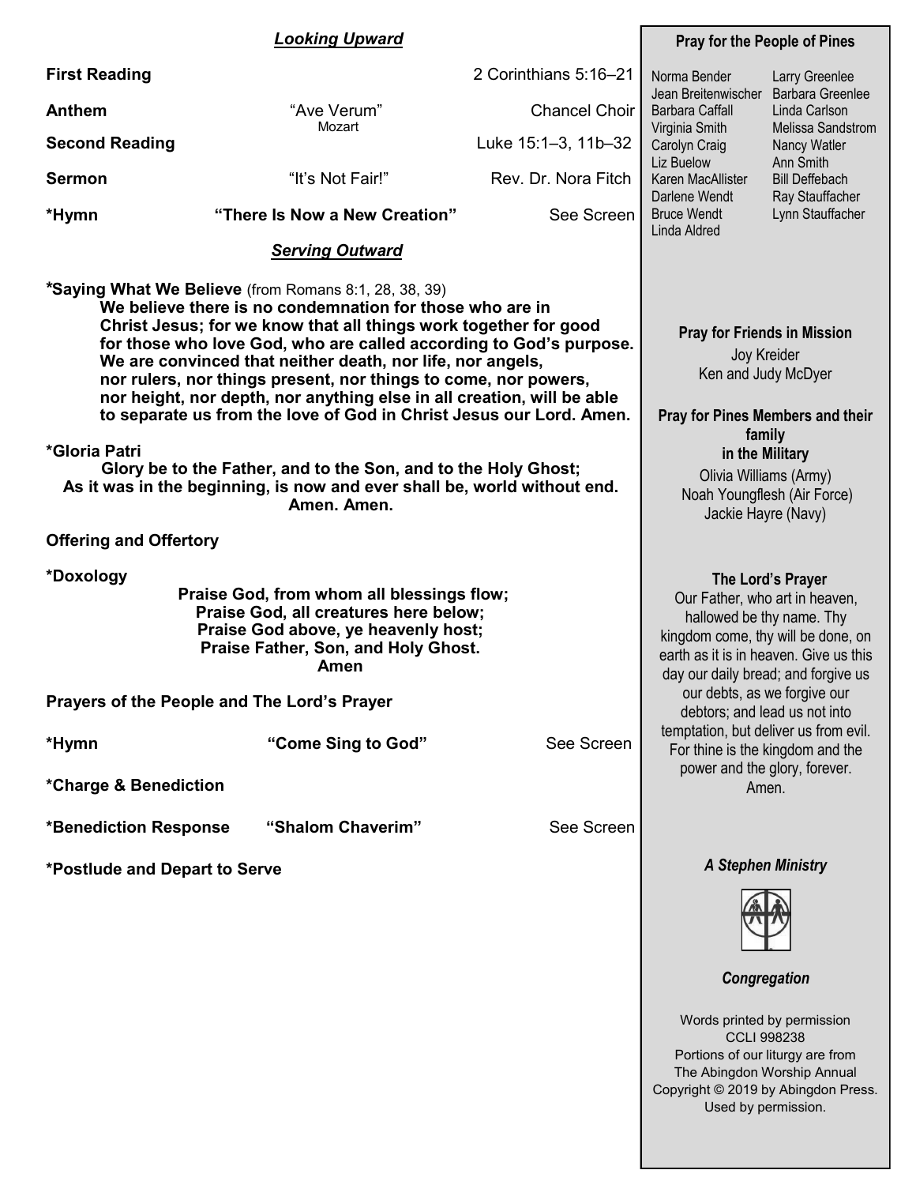### *Looking Upward*

**First Reading** — 2 Corinthians 5:16–21

**Anthem** — "Ave Verum" (Mozart) — Chancel Choir

**Second Reading** — Luke 15:1–3, 11b–32

**Sermon** — "It's Not Fair!" — Rev. Dr. Nora Fitch

**\*Hymn** — **"There Is Now a New Creation"** — See Screen

### *Serving Outward*

**\*Saying What We Believe** (from Romans 8:1, 28, 38, 39)

**We believe there is no condemnation for those who are in Christ Jesus; for we know that all things work together for good for those who love God, who are called according to God's purpose. We are convinced that neither death, nor life, nor angels, nor rulers, nor things present, nor things to come, nor powers, nor height, nor depth, nor anything else in all creation, will be able to separate us from the love of God in Christ Jesus our Lord. Amen.**

**\*Gloria Patri**

**Glory be to the Father, and to the Son, and to the Holy Ghost;
As it was in the beginning, is now and ever shall be, world without end.
Amen. Amen.**

**Offering and Offertory**

**\*Doxology**

**Praise God, from whom all blessings flow;
Praise God, all creatures here below;
Praise God above, ye heavenly host;
Praise Father, Son, and Holy Ghost.
Amen**

**Prayers of the People and The Lord's Prayer**

**\*Hymn** — **"Come Sing to God"** — See Screen

**\*Charge & Benediction**

**\*Benediction Response** — **"Shalom Chaverim"** — See Screen

**\*Postlude and Depart to Serve**

---

**Pray for the People of Pines**

Norma Bender
Jean Breitenwischer
Barbara Caffall
Virginia Smith
Carolyn Craig
Liz Buelow
Karen MacAllister
Darlene Wendt
Bruce Wendt
Linda Aldred
Larry Greenlee
Barbara Greenlee
Linda Carlson
Melissa Sandstrom
Nancy Watler
Ann Smith
Bill Deffebach
Ray Stauffacher
Lynn Stauffacher

**Pray for Friends in Mission**

Joy Kreider
Ken and Judy McDyer

**Pray for Pines Members and their family in the Military**

Olivia Williams (Army)
Noah Youngflesh (Air Force)
Jackie Hayre (Navy)

**The Lord's Prayer**

Our Father, who art in heaven, hallowed be thy name. Thy kingdom come, thy will be done, on earth as it is in heaven. Give us this day our daily bread; and forgive us our debts, as we forgive our debtors; and lead us not into temptation, but deliver us from evil. For thine is the kingdom and the power and the glory, forever. Amen.

***A Stephen Ministry***

***Congregation***

Words printed by permission
CCLI 998238
Portions of our liturgy are from The Abingdon Worship Annual
Copyright © 2019 by Abingdon Press.
Used by permission.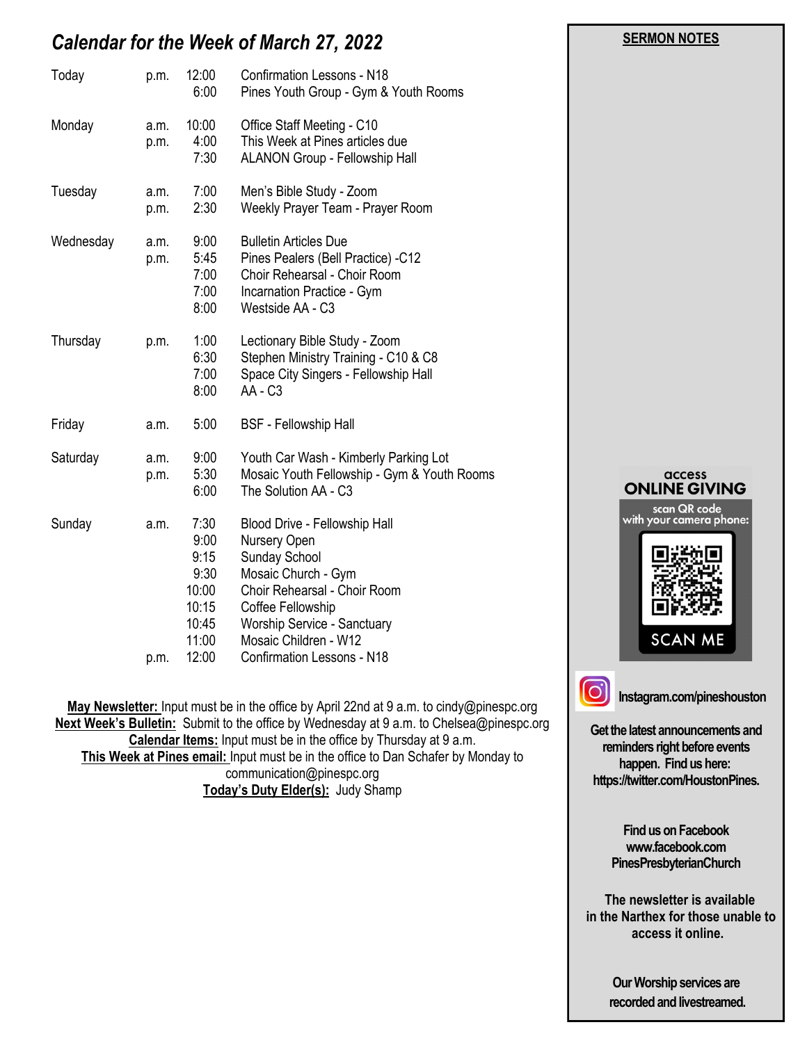## *Calendar for the Week of March 27, 2022*

| Day | | Time | Event |
|---|---|---|---|
| Today | p.m. | 12:00 | Confirmation Lessons - N18 |
| | | 6:00 | Pines Youth Group - Gym & Youth Rooms |
| Monday | a.m. | 10:00 | Office Staff Meeting - C10 |
| | p.m. | 4:00 | This Week at Pines articles due |
| | | 7:30 | ALANON Group - Fellowship Hall |
| Tuesday | a.m. | 7:00 | Men's Bible Study - Zoom |
| | p.m. | 2:30 | Weekly Prayer Team - Prayer Room |
| Wednesday | a.m. | 9:00 | Bulletin Articles Due |
| | p.m. | 5:45 | Pines Pealers (Bell Practice) -C12 |
| | | 7:00 | Choir Rehearsal - Choir Room |
| | | 7:00 | Incarnation Practice - Gym |
| | | 8:00 | Westside AA - C3 |
| Thursday | p.m. | 1:00 | Lectionary Bible Study - Zoom |
| | | 6:30 | Stephen Ministry Training - C10 & C8 |
| | | 7:00 | Space City Singers - Fellowship Hall |
| | | 8:00 | AA - C3 |
| Friday | a.m. | 5:00 | BSF - Fellowship Hall |
| Saturday | a.m. | 9:00 | Youth Car Wash - Kimberly Parking Lot |
| | p.m. | 5:30 | Mosaic Youth Fellowship - Gym & Youth Rooms |
| | | 6:00 | The Solution AA - C3 |
| Sunday | a.m. | 7:30 | Blood Drive - Fellowship Hall |
| | | 9:00 | Nursery Open |
| | | 9:15 | Sunday School |
| | | 9:30 | Mosaic Church - Gym |
| | | 10:00 | Choir Rehearsal - Choir Room |
| | | 10:15 | Coffee Fellowship |
| | | 10:45 | Worship Service - Sanctuary |
| | | 11:00 | Mosaic Children - W12 |
| | p.m. | 12:00 | Confirmation Lessons - N18 |

**May Newsletter:** Input must be in the office by April 22nd at 9 a.m. to cindy@pinespc.org
**Next Week's Bulletin:** Submit to the office by Wednesday at 9 a.m. to Chelsea@pinespc.org
**Calendar Items:** Input must be in the office by Thursday at 9 a.m.
**This Week at Pines email:** Input must be in the office to Dan Schafer by Monday to communication@pinespc.org
**Today's Duty Elder(s):** Judy Shamp

**SERMON NOTES**

access
**ONLINE GIVING**
scan QR code with your camera phone:
SCAN ME

Instagram.com/pineshouston

**Get the latest announcements and reminders right before events happen. Find us here: https://twitter.com/HoustonPines.**

**Find us on Facebook www.facebook.com PinesPresbyterianChurch**

**The newsletter is available in the Narthex for those unable to access it online.**

**Our Worship services are recorded and livestreamed.**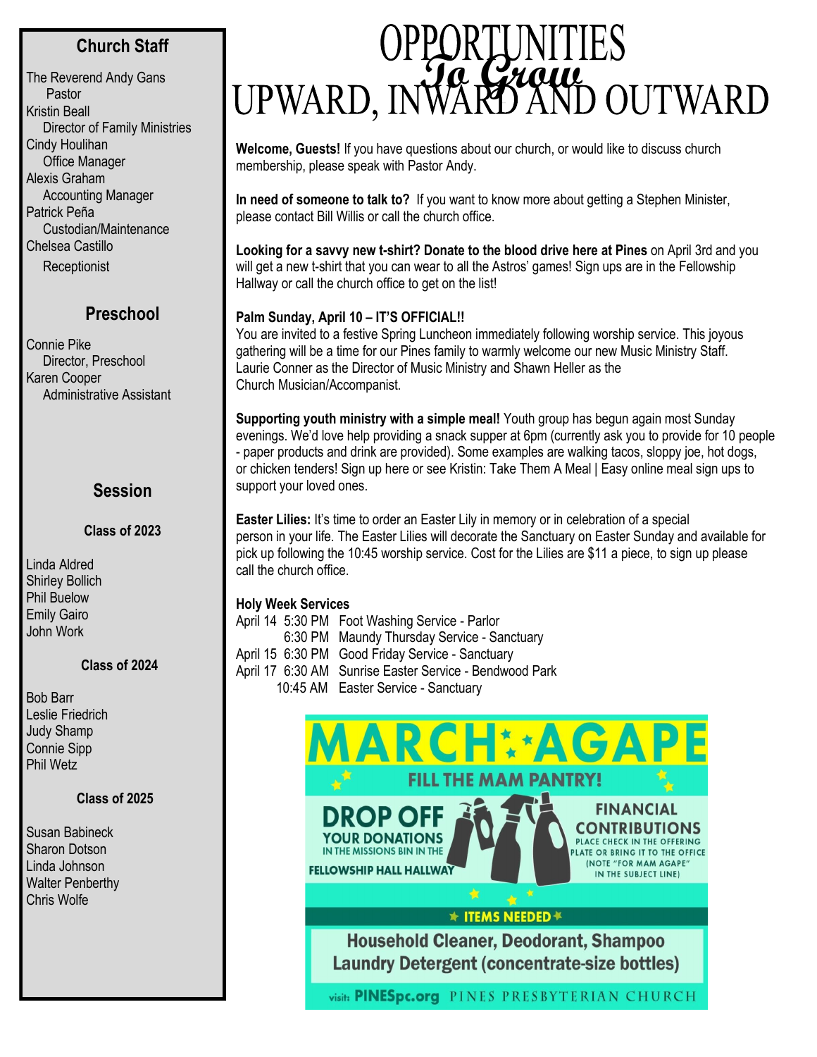## Church Staff

The Reverend Andy Gans
Pastor
Kristin Beall
Director of Family Ministries
Cindy Houlihan
Office Manager
Alexis Graham
Accounting Manager
Patrick Peña
Custodian/Maintenance
Chelsea Castillo
Receptionist

## Preschool

Connie Pike
Director, Preschool
Karen Cooper
Administrative Assistant

## Session

### Class of 2023

Linda Aldred
Shirley Bollich
Phil Buelow
Emily Gairo
John Work

### Class of 2024

Bob Barr
Leslie Friedrich
Judy Shamp
Connie Sipp
Phil Wetz

### Class of 2025

Susan Babineck
Sharon Dotson
Linda Johnson
Walter Penberthy
Chris Wolfe

# OPPORTUNITIES *To Grow* UPWARD, INWARD AND OUTWARD

**Welcome, Guests!** If you have questions about our church, or would like to discuss church membership, please speak with Pastor Andy.

**In need of someone to talk to?** If you want to know more about getting a Stephen Minister, please contact Bill Willis or call the church office.

**Looking for a savvy new t-shirt? Donate to the blood drive here at Pines** on April 3rd and you will get a new t-shirt that you can wear to all the Astros' games! Sign ups are in the Fellowship Hallway or call the church office to get on the list!

**Palm Sunday, April 10 – IT'S OFFICIAL!!**
You are invited to a festive Spring Luncheon immediately following worship service. This joyous gathering will be a time for our Pines family to warmly welcome our new Music Ministry Staff. Laurie Conner as the Director of Music Ministry and Shawn Heller as the Church Musician/Accompanist.

**Supporting youth ministry with a simple meal!** Youth group has begun again most Sunday evenings. We'd love help providing a snack supper at 6pm (currently ask you to provide for 10 people - paper products and drink are provided). Some examples are walking tacos, sloppy joe, hot dogs, or chicken tenders! Sign up here or see Kristin: Take Them A Meal | Easy online meal sign ups to support your loved ones.

**Easter Lilies:** It's time to order an Easter Lily in memory or in celebration of a special person in your life. The Easter Lilies will decorate the Sanctuary on Easter Sunday and available for pick up following the 10:45 worship service. Cost for the Lilies are $11 a piece, to sign up please call the church office.

**Holy Week Services**

| | | |
|---|---|---|
| April 14 | 5:30 PM | Foot Washing Service - Parlor |
| | 6:30 PM | Maundy Thursday Service - Sanctuary |
| April 15 | 6:30 PM | Good Friday Service - Sanctuary |
| April 17 | 6:30 AM | Sunrise Easter Service - Bendwood Park |
| | 10:45 AM | Easter Service - Sanctuary |

MARCH AGAPE
FILL THE MAM PANTRY!

DROP OFF YOUR DONATIONS IN THE MISSIONS BIN IN THE FELLOWSHIP HALL HALLWAY

FINANCIAL CONTRIBUTIONS
PLACE CHECK IN THE OFFERING PLATE OR BRING IT TO THE OFFICE (NOTE "FOR MAM AGAPE" IN THE SUBJECT LINE)

ITEMS NEEDED
Household Cleaner, Deodorant, Shampoo
Laundry Detergent (concentrate-size bottles)

visit: PINESpc.org PINES PRESBYTERIAN CHURCH